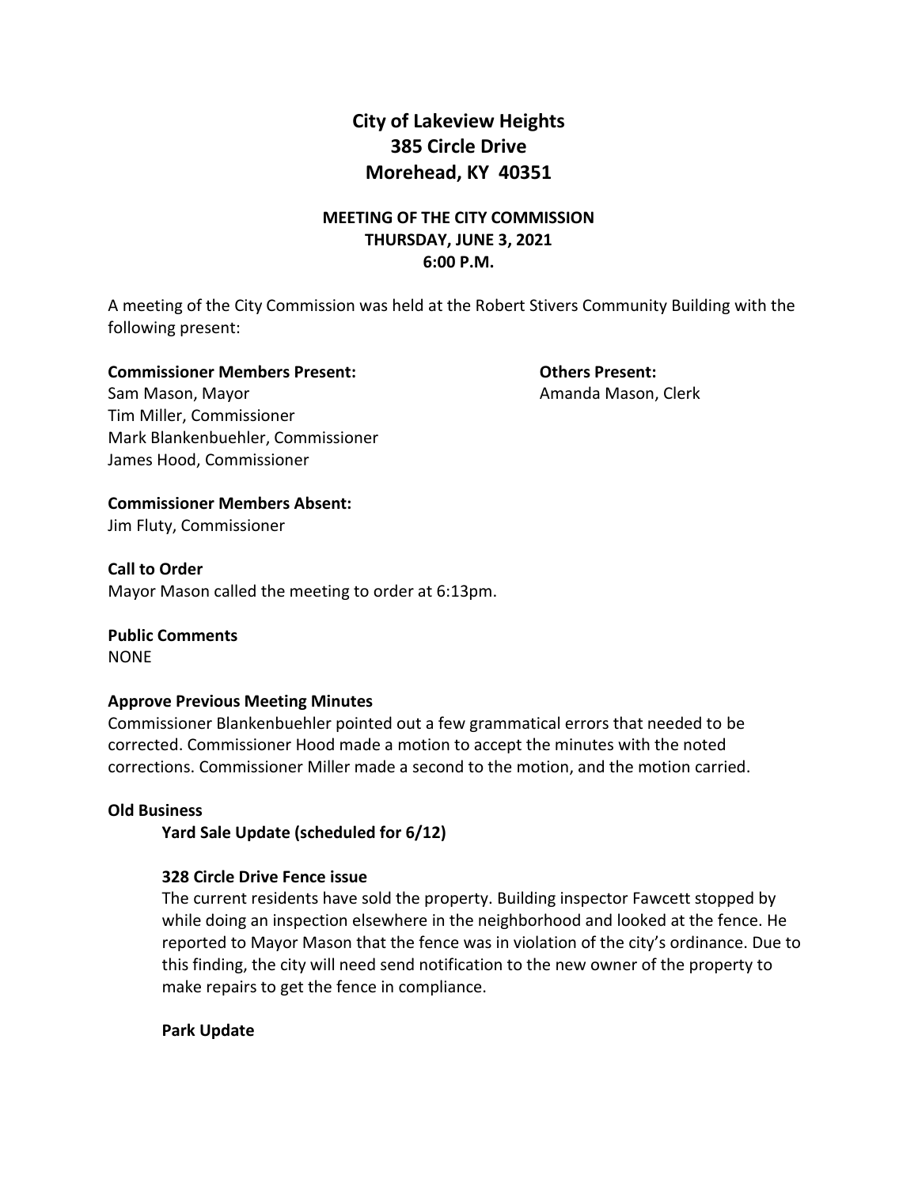# City of Lakeview Heights
# 385 Circle Drive
# Morehead, KY 40351

## MEETING OF THE CITY COMMISSION
## THURSDAY, JUNE 3, 2021
## 6:00 P.M.

A meeting of the City Commission was held at the Robert Stivers Community Building with the following present:

**Commissioner Members Present:**
Sam Mason, Mayor
Tim Miller, Commissioner
Mark Blankenbuehler, Commissioner
James Hood, Commissioner

**Others Present:**
Amanda Mason, Clerk

**Commissioner Members Absent:**
Jim Fluty, Commissioner

**Call to Order**
Mayor Mason called the meeting to order at 6:13pm.

**Public Comments**
NONE

**Approve Previous Meeting Minutes**
Commissioner Blankenbuehler pointed out a few grammatical errors that needed to be corrected. Commissioner Hood made a motion to accept the minutes with the noted corrections. Commissioner Miller made a second to the motion, and the motion carried.

**Old Business**

**Yard Sale Update (scheduled for 6/12)**

**328 Circle Drive Fence issue**
The current residents have sold the property. Building inspector Fawcett stopped by while doing an inspection elsewhere in the neighborhood and looked at the fence. He reported to Mayor Mason that the fence was in violation of the city's ordinance. Due to this finding, the city will need send notification to the new owner of the property to make repairs to get the fence in compliance.

**Park Update**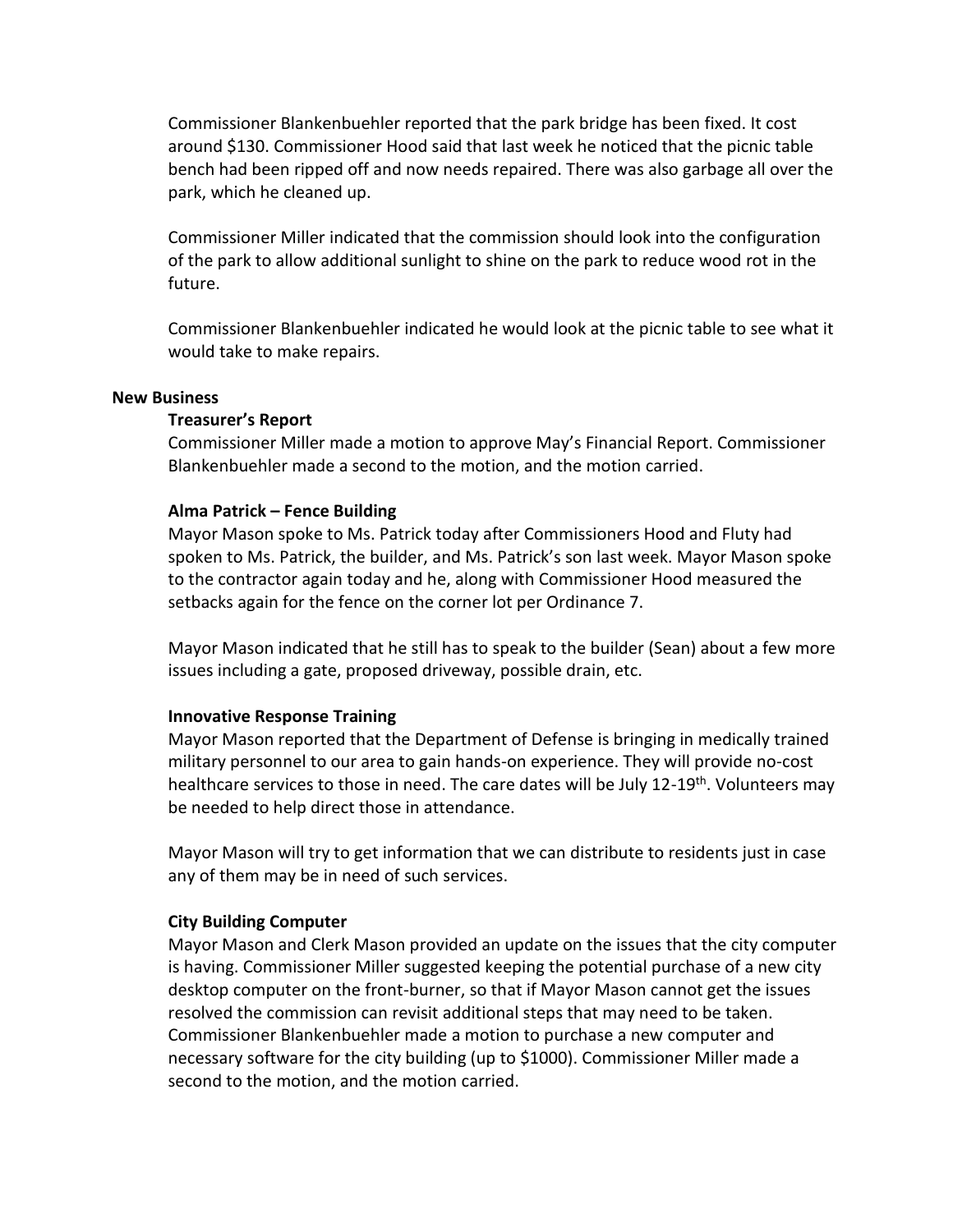Commissioner Blankenbuehler reported that the park bridge has been fixed. It cost around $130. Commissioner Hood said that last week he noticed that the picnic table bench had been ripped off and now needs repaired. There was also garbage all over the park, which he cleaned up.

Commissioner Miller indicated that the commission should look into the configuration of the park to allow additional sunlight to shine on the park to reduce wood rot in the future.

Commissioner Blankenbuehler indicated he would look at the picnic table to see what it would take to make repairs.

## New Business

### Treasurer's Report

Commissioner Miller made a motion to approve May's Financial Report. Commissioner Blankenbuehler made a second to the motion, and the motion carried.

### Alma Patrick – Fence Building

Mayor Mason spoke to Ms. Patrick today after Commissioners Hood and Fluty had spoken to Ms. Patrick, the builder, and Ms. Patrick's son last week. Mayor Mason spoke to the contractor again today and he, along with Commissioner Hood measured the setbacks again for the fence on the corner lot per Ordinance 7.

Mayor Mason indicated that he still has to speak to the builder (Sean) about a few more issues including a gate, proposed driveway, possible drain, etc.

### Innovative Response Training

Mayor Mason reported that the Department of Defense is bringing in medically trained military personnel to our area to gain hands-on experience. They will provide no-cost healthcare services to those in need. The care dates will be July 12-19th. Volunteers may be needed to help direct those in attendance.

Mayor Mason will try to get information that we can distribute to residents just in case any of them may be in need of such services.

### City Building Computer

Mayor Mason and Clerk Mason provided an update on the issues that the city computer is having. Commissioner Miller suggested keeping the potential purchase of a new city desktop computer on the front-burner, so that if Mayor Mason cannot get the issues resolved the commission can revisit additional steps that may need to be taken. Commissioner Blankenbuehler made a motion to purchase a new computer and necessary software for the city building (up to $1000). Commissioner Miller made a second to the motion, and the motion carried.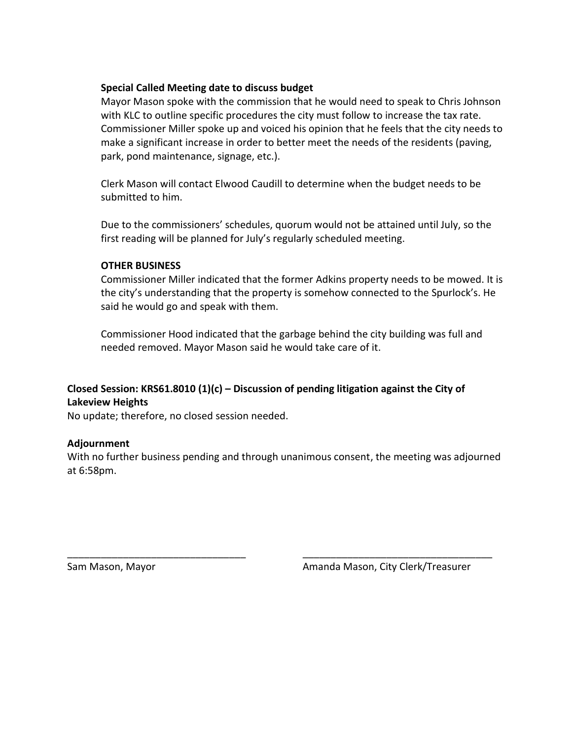**Special Called Meeting date to discuss budget**

Mayor Mason spoke with the commission that he would need to speak to Chris Johnson with KLC to outline specific procedures the city must follow to increase the tax rate. Commissioner Miller spoke up and voiced his opinion that he feels that the city needs to make a significant increase in order to better meet the needs of the residents (paving, park, pond maintenance, signage, etc.).

Clerk Mason will contact Elwood Caudill to determine when the budget needs to be submitted to him.

Due to the commissioners' schedules, quorum would not be attained until July, so the first reading will be planned for July's regularly scheduled meeting.

**OTHER BUSINESS**

Commissioner Miller indicated that the former Adkins property needs to be mowed. It is the city's understanding that the property is somehow connected to the Spurlock's. He said he would go and speak with them.

Commissioner Hood indicated that the garbage behind the city building was full and needed removed. Mayor Mason said he would take care of it.

**Closed Session: KRS61.8010 (1)(c) – Discussion of pending litigation against the City of Lakeview Heights**

No update; therefore, no closed session needed.

**Adjournment**

With no further business pending and through unanimous consent, the meeting was adjourned at 6:58pm.

_________________________________ Sam Mason, Mayor

_________________________________ Amanda Mason, City Clerk/Treasurer